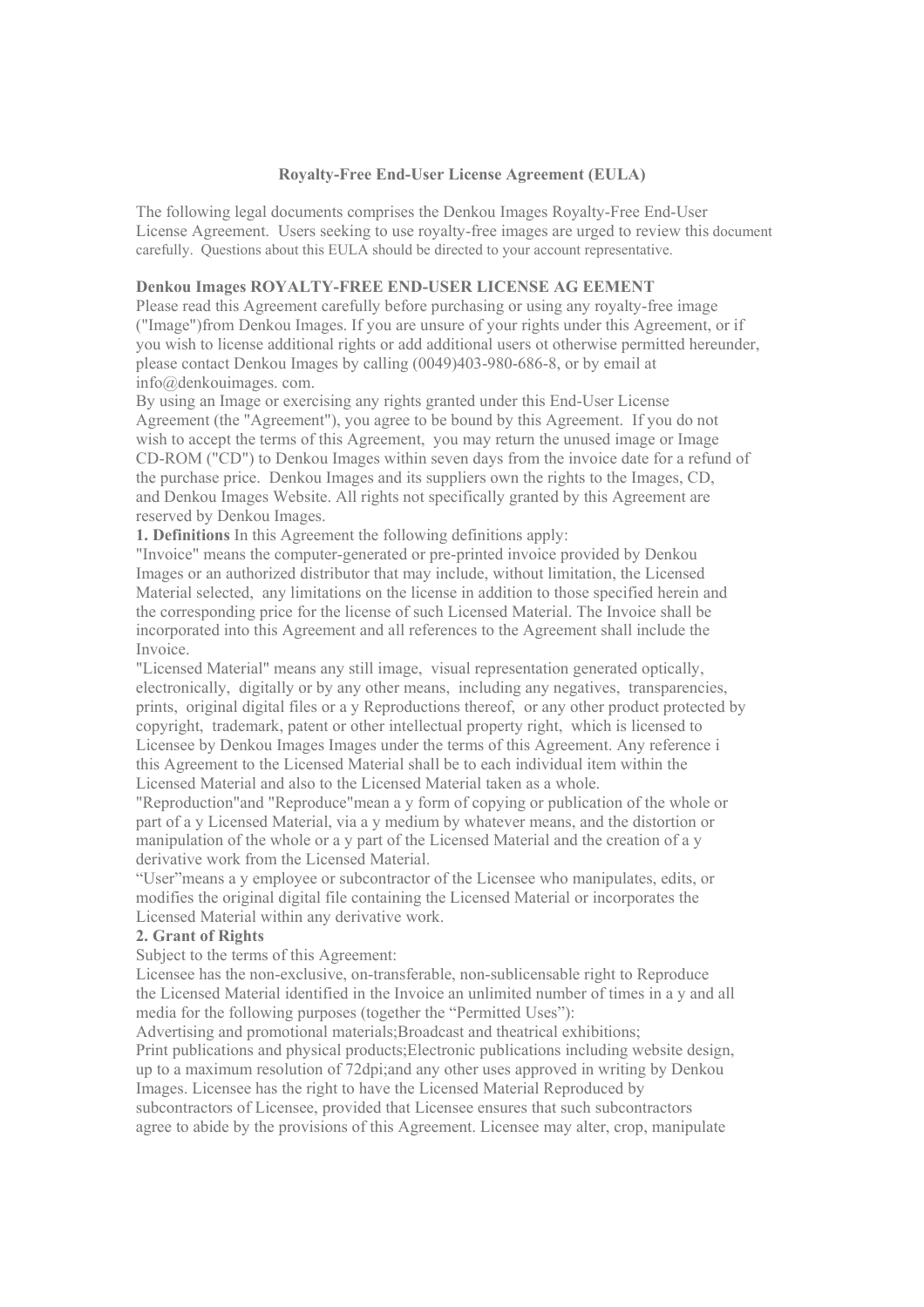# Royalty-Free End-User License Agreement (EULA)

The following legal documents comprises the Denkou Images Royalty-Free End-User License Agreement. Users seeking to use royalty-free images are urged to review this document carefully. Questions about this EULA should be directed to your account representative.

**Denkou Images ROYALTY-FREE END-USER LICENSE AG EEMENT**

Please read this Agreement carefully before purchasing or using any royalty-free image ("Image")from Denkou Images. If you are unsure of your rights under this Agreement, or if you wish to license additional rights or add additional users ot otherwise permitted hereunder, please contact Denkou Images by calling (0049)403-980-686-8, or by email at info@denkouimages. com.

By using an Image or exercising any rights granted under this End-User License Agreement (the "Agreement"), you agree to be bound by this Agreement. If you do not wish to accept the terms of this Agreement, you may return the unused image or Image CD-ROM ("CD") to Denkou Images within seven days from the invoice date for a refund of the purchase price. Denkou Images and its suppliers own the rights to the Images, CD, and Denkou Images Website. All rights not specifically granted by this Agreement are reserved by Denkou Images.

**1. Definitions** In this Agreement the following definitions apply:

"Invoice" means the computer-generated or pre-printed invoice provided by Denkou Images or an authorized distributor that may include, without limitation, the Licensed Material selected, any limitations on the license in addition to those specified herein and the corresponding price for the license of such Licensed Material. The Invoice shall be incorporated into this Agreement and all references to the Agreement shall include the Invoice.

"Licensed Material" means any still image, visual representation generated optically, electronically, digitally or by any other means, including any negatives, transparencies, prints, original digital files or a y Reproductions thereof, or any other product protected by copyright, trademark, patent or other intellectual property right, which is licensed to Licensee by Denkou Images Images under the terms of this Agreement. Any reference i this Agreement to the Licensed Material shall be to each individual item within the Licensed Material and also to the Licensed Material taken as a whole.

"Reproduction"and "Reproduce"mean a y form of copying or publication of the whole or part of a y Licensed Material, via a y medium by whatever means, and the distortion or manipulation of the whole or a y part of the Licensed Material and the creation of a y derivative work from the Licensed Material.

"User"means a y employee or subcontractor of the Licensee who manipulates, edits, or modifies the original digital file containing the Licensed Material or incorporates the Licensed Material within any derivative work.

**2. Grant of Rights**

Subject to the terms of this Agreement:

Licensee has the non-exclusive, on-transferable, non-sublicensable right to Reproduce the Licensed Material identified in the Invoice an unlimited number of times in a y and all media for the following purposes (together the "Permitted Uses"):

Advertising and promotional materials;Broadcast and theatrical exhibitions;
Print publications and physical products;Electronic publications including website design, up to a maximum resolution of 72dpi;and any other uses approved in writing by Denkou Images. Licensee has the right to have the Licensed Material Reproduced by subcontractors of Licensee, provided that Licensee ensures that such subcontractors agree to abide by the provisions of this Agreement. Licensee may alter, crop, manipulate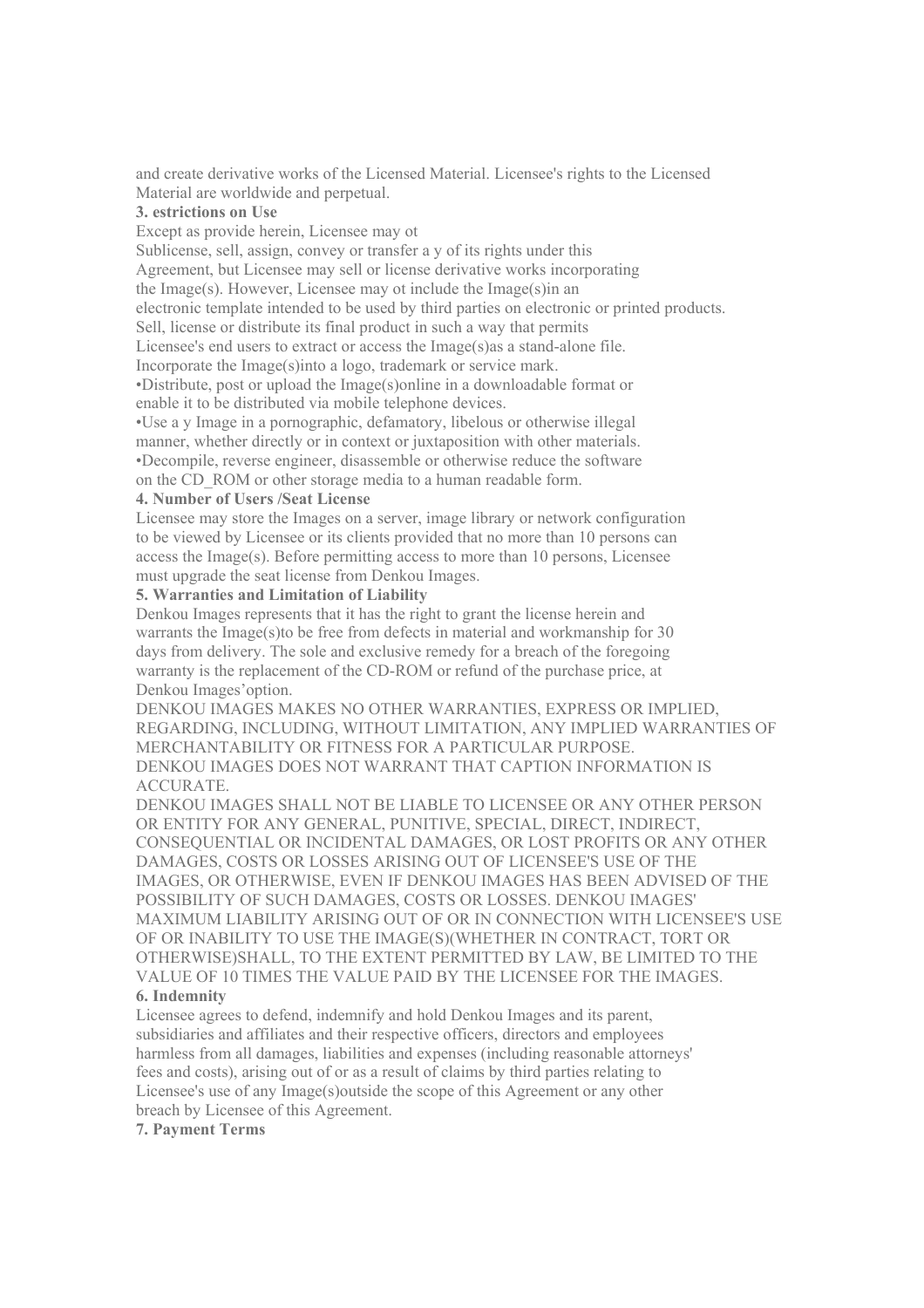and create derivative works of the Licensed Material. Licensee's rights to the Licensed Material are worldwide and perpetual.

**3. estrictions on Use**

Except as provide herein, Licensee may ot

Sublicense, sell, assign, convey or transfer a y of its rights under this Agreement, but Licensee may sell or license derivative works incorporating the Image(s). However, Licensee may ot include the Image(s)in an electronic template intended to be used by third parties on electronic or printed products.

Sell, license or distribute its final product in such a way that permits Licensee's end users to extract or access the Image(s)as a stand-alone file.

Incorporate the Image(s)into a logo, trademark or service mark.

•Distribute, post or upload the Image(s)online in a downloadable format or enable it to be distributed via mobile telephone devices.

•Use a y Image in a pornographic, defamatory, libelous or otherwise illegal manner, whether directly or in context or juxtaposition with other materials.

•Decompile, reverse engineer, disassemble or otherwise reduce the software on the CD_ROM or other storage media to a human readable form.

**4. Number of Users /Seat License**

Licensee may store the Images on a server, image library or network configuration to be viewed by Licensee or its clients provided that no more than 10 persons can access the Image(s). Before permitting access to more than 10 persons, Licensee must upgrade the seat license from Denkou Images.

**5. Warranties and Limitation of Liability**

Denkou Images represents that it has the right to grant the license herein and warrants the Image(s)to be free from defects in material and workmanship for 30 days from delivery. The sole and exclusive remedy for a breach of the foregoing warranty is the replacement of the CD-ROM or refund of the purchase price, at Denkou Images'option.

DENKOU IMAGES MAKES NO OTHER WARRANTIES, EXPRESS OR IMPLIED, REGARDING, INCLUDING, WITHOUT LIMITATION, ANY IMPLIED WARRANTIES OF MERCHANTABILITY OR FITNESS FOR A PARTICULAR PURPOSE.

DENKOU IMAGES DOES NOT WARRANT THAT CAPTION INFORMATION IS ACCURATE.

DENKOU IMAGES SHALL NOT BE LIABLE TO LICENSEE OR ANY OTHER PERSON OR ENTITY FOR ANY GENERAL, PUNITIVE, SPECIAL, DIRECT, INDIRECT, CONSEQUENTIAL OR INCIDENTAL DAMAGES, OR LOST PROFITS OR ANY OTHER DAMAGES, COSTS OR LOSSES ARISING OUT OF LICENSEE'S USE OF THE IMAGES, OR OTHERWISE, EVEN IF DENKOU IMAGES HAS BEEN ADVISED OF THE POSSIBILITY OF SUCH DAMAGES, COSTS OR LOSSES. DENKOU IMAGES' MAXIMUM LIABILITY ARISING OUT OF OR IN CONNECTION WITH LICENSEE'S USE OF OR INABILITY TO USE THE IMAGE(S)(WHETHER IN CONTRACT, TORT OR OTHERWISE)SHALL, TO THE EXTENT PERMITTED BY LAW, BE LIMITED TO THE VALUE OF 10 TIMES THE VALUE PAID BY THE LICENSEE FOR THE IMAGES.

**6. Indemnity**

Licensee agrees to defend, indemnify and hold Denkou Images and its parent, subsidiaries and affiliates and their respective officers, directors and employees harmless from all damages, liabilities and expenses (including reasonable attorneys' fees and costs), arising out of or as a result of claims by third parties relating to Licensee's use of any Image(s)outside the scope of this Agreement or any other breach by Licensee of this Agreement.

**7. Payment Terms**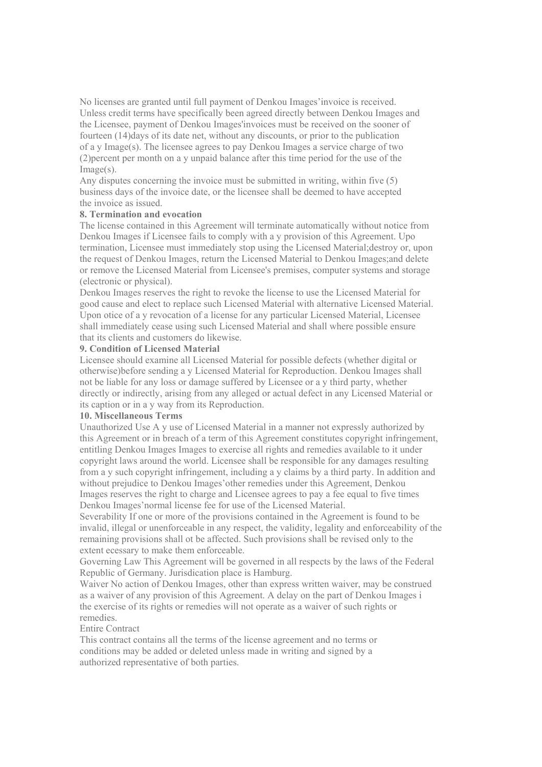No licenses are granted until full payment of Denkou Images'invoice is received.
Unless credit terms have specifically been agreed directly between Denkou Images and the Licensee, payment of Denkou Images'invoices must be received on the sooner of fourteen (14)days of its date net, without any discounts, or prior to the publication of a y Image(s). The licensee agrees to pay Denkou Images a service charge of two (2)percent per month on a y unpaid balance after this time period for the use of the Image(s).
Any disputes concerning the invoice must be submitted in writing, within five (5) business days of the invoice date, or the licensee shall be deemed to have accepted the invoice as issued.

**8. Termination and evocation**

The license contained in this Agreement will terminate automatically without notice from Denkou Images if Licensee fails to comply with a y provision of this Agreement. Upo termination, Licensee must immediately stop using the Licensed Material;destroy or, upon the request of Denkou Images, return the Licensed Material to Denkou Images;and delete or remove the Licensed Material from Licensee's premises, computer systems and storage (electronic or physical).
Denkou Images reserves the right to revoke the license to use the Licensed Material for good cause and elect to replace such Licensed Material with alternative Licensed Material. Upon otice of a y revocation of a license for any particular Licensed Material, Licensee shall immediately cease using such Licensed Material and shall where possible ensure that its clients and customers do likewise.

**9. Condition of Licensed Material**

Licensee should examine all Licensed Material for possible defects (whether digital or otherwise)before sending a y Licensed Material for Reproduction. Denkou Images shall not be liable for any loss or damage suffered by Licensee or a y third party, whether directly or indirectly, arising from any alleged or actual defect in any Licensed Material or its caption or in a y way from its Reproduction.

**10. Miscellaneous Terms**

Unauthorized Use A y use of Licensed Material in a manner not expressly authorized by this Agreement or in breach of a term of this Agreement constitutes copyright infringement, entitling Denkou Images Images to exercise all rights and remedies available to it under copyright laws around the world. Licensee shall be responsible for any damages resulting from a y such copyright infringement, including a y claims by a third party. In addition and without prejudice to Denkou Images'other remedies under this Agreement, Denkou Images reserves the right to charge and Licensee agrees to pay a fee equal to five times Denkou Images'normal license fee for use of the Licensed Material.
Severability If one or more of the provisions contained in the Agreement is found to be invalid, illegal or unenforceable in any respect, the validity, legality and enforceability of the remaining provisions shall ot be affected. Such provisions shall be revised only to the extent ecessary to make them enforceable.
Governing Law This Agreement will be governed in all respects by the laws of the Federal Republic of Germany. Jurisdication place is Hamburg.
Waiver No action of Denkou Images, other than express written waiver, may be construed as a waiver of any provision of this Agreement. A delay on the part of Denkou Images i the exercise of its rights or remedies will not operate as a waiver of such rights or remedies.
Entire Contract
This contract contains all the terms of the license agreement and no terms or conditions may be added or deleted unless made in writing and signed by a authorized representative of both parties.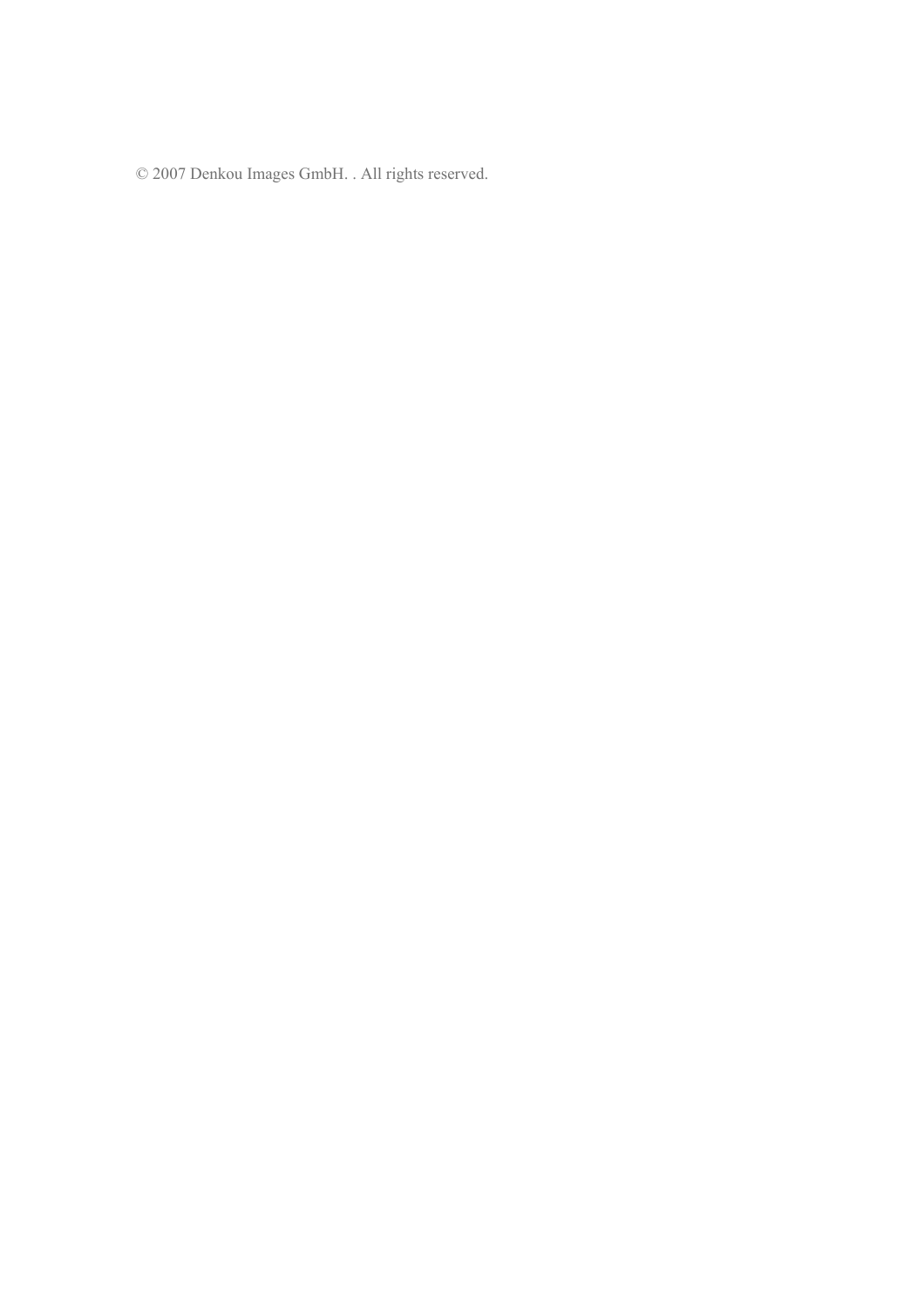© 2007 Denkou Images GmbH. . All rights reserved.